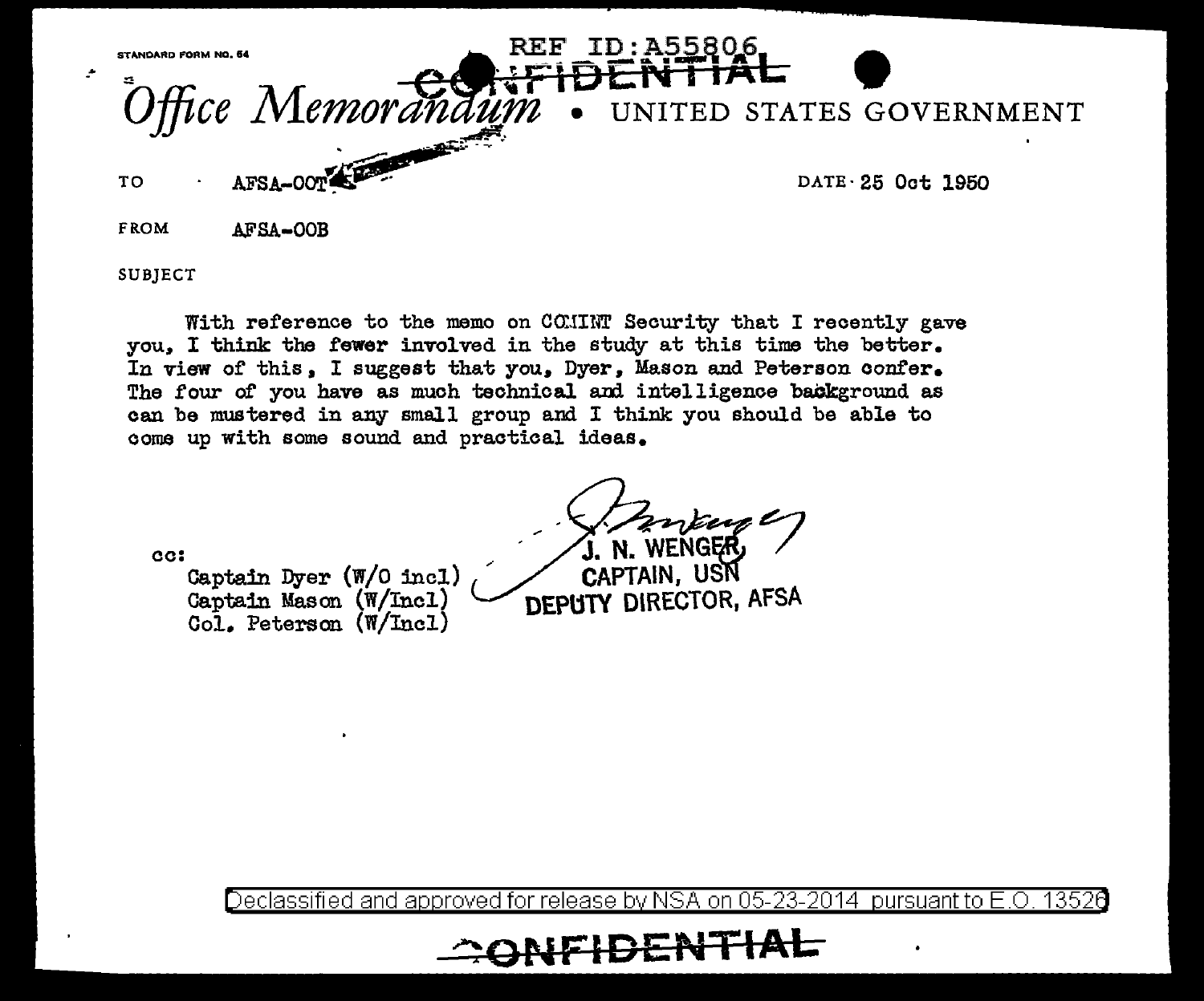STANDARD FORM NO. 64

REF ID:A55806

CONFIDENTIAL

*Office Memorandum* • UNITED STATES GOVERNMENT

TO AFSA-00T DATE 25 Oct 1950

FROM AFSA-00B

SUBJECT

With reference to the memo on COMINT Security that I recently gave you, I think the fewer involved in the study at this time the better. In view of this, I suggest that you, Dyer, Mason and Peterson confer. The four of you have as much technical and intelligence background as can be mustered in any small group and I think you should be able to come up with some sound and practical ideas.

J. N. WENGER
CAPTAIN, USN
DEPUTY DIRECTOR, AFSA

cc:
Captain Dyer (W/O incl)
Captain Mason (W/Incl)
Col. Peterson (W/Incl)

Declassified and approved for release by NSA on 05-23-2014 pursuant to E.O. 13526

CONFIDENTIAL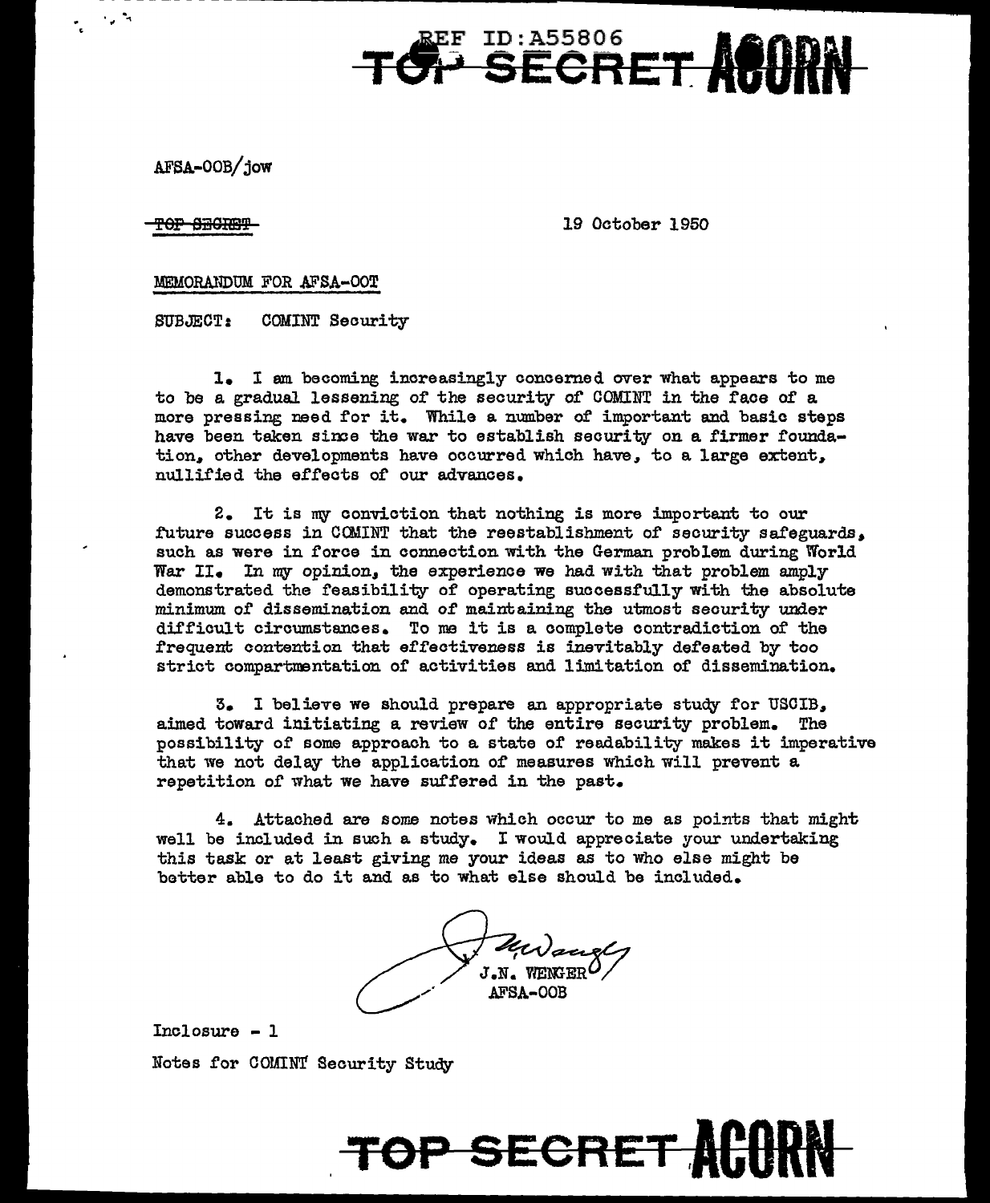AFSA-00B/jow

~~TOP SECRET~~

19 October 1950

MEMORANDUM FOR AFSA-00T

SUBJECT: COMINT Security

1. I am becoming increasingly concerned over what appears to me to be a gradual lessening of the security of COMINT in the face of a more pressing need for it. While a number of important and basic steps have been taken since the war to establish security on a firmer foundation, other developments have occurred which have, to a large extent, nullified the effects of our advances.

2. It is my conviction that nothing is more important to our future success in COMINT that the reestablishment of security safeguards, such as were in force in connection with the German problem during World War II. In my opinion, the experience we had with that problem amply demonstrated the feasibility of operating successfully with the absolute minimum of dissemination and of maintaining the utmost security under difficult circumstances. To me it is a complete contradiction of the frequent contention that effectiveness is inevitably defeated by too strict compartmentation of activities and limitation of dissemination.

3. I believe we should prepare an appropriate study for USCIB, aimed toward initiating a review of the entire security problem. The possibility of some approach to a state of readability makes it imperative that we not delay the application of measures which will prevent a repetition of what we have suffered in the past.

4. Attached are some notes which occur to me as points that might well be included in such a study. I would appreciate your undertaking this task or at least giving me your ideas as to who else might be better able to do it and as to what else should be included.

J.N. WENGER
AFSA-00B

Inclosure - 1

Notes for COMINT Security Study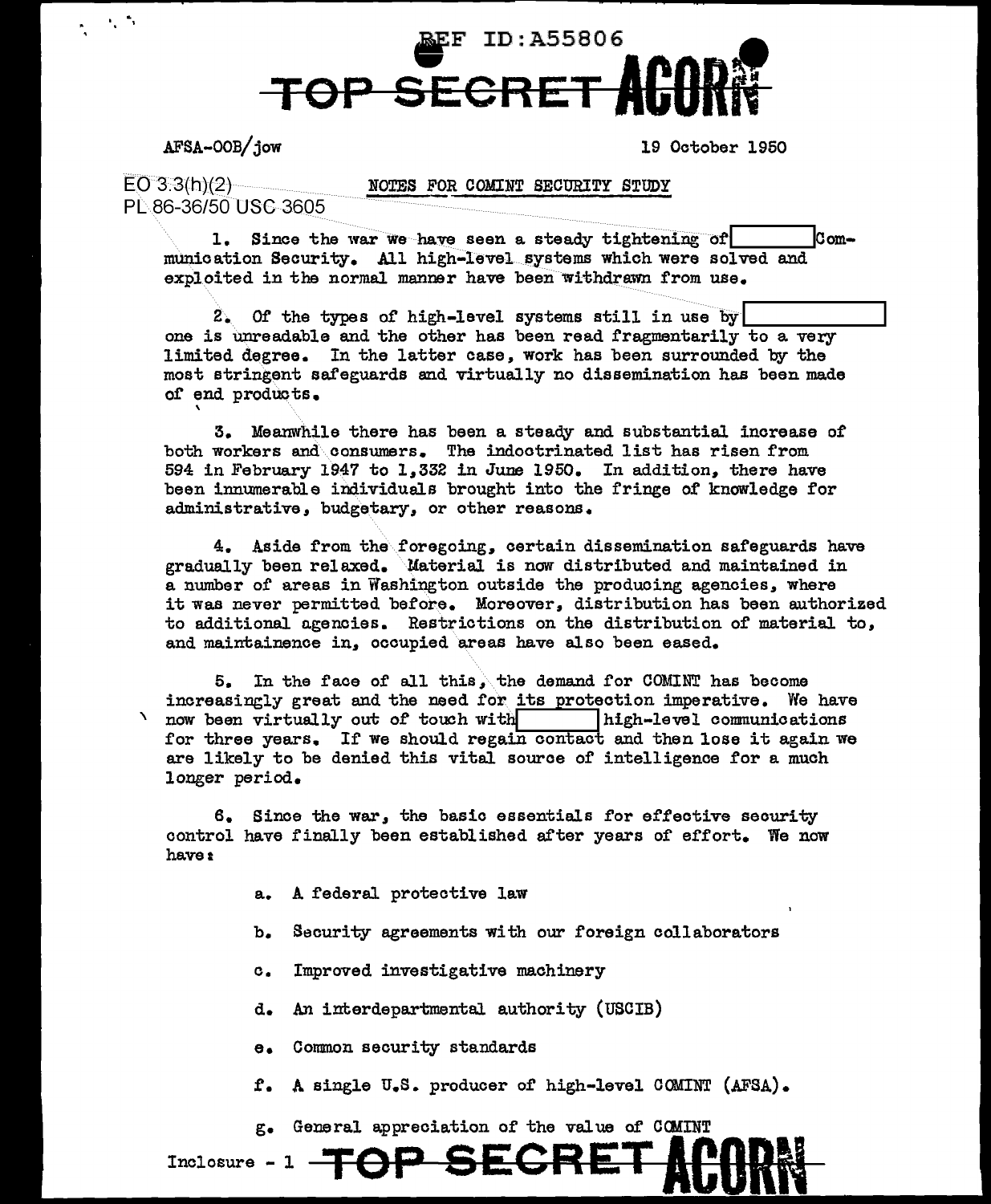AFSA-00B/jow

19 October 1950

EO 3.3(h)(2)
PL 86-36/50 USC 3605

NOTES FOR COMINT SECURITY STUDY

1. Since the war we have seen a steady tightening of [          ] Communication Security. All high-level systems which were solved and exploited in the normal manner have been withdrawn from use.

2. Of the types of high-level systems still in use by [          ] one is unreadable and the other has been read fragmentarily to a very limited degree. In the latter case, work has been surrounded by the most stringent safeguards and virtually no dissemination has been made of end products.

3. Meanwhile there has been a steady and substantial increase of both workers and consumers. The indoctrinated list has risen from 594 in February 1947 to 1,332 in June 1950. In addition, there have been innumerable individuals brought into the fringe of knowledge for administrative, budgetary, or other reasons.

4. Aside from the foregoing, certain dissemination safeguards have gradually been relaxed. Material is now distributed and maintained in a number of areas in Washington outside the producing agencies, where it was never permitted before. Moreover, distribution has been authorized to additional agencies. Restrictions on the distribution of material to, and maintainence in, occupied areas have also been eased.

5. In the face of all this, the demand for COMINT has become increasingly great and the need for its protection imperative. We have now been virtually out of touch with [          ] high-level communications for three years. If we should regain contact and then lose it again we are likely to be denied this vital source of intelligence for a much longer period.

6. Since the war, the basic essentials for effective security control have finally been established after years of effort. We now have:

a. A federal protective law

b. Security agreements with our foreign collaborators

c. Improved investigative machinery

d. An interdepartmental authority (USCIB)

e. Common security standards

f. A single U.S. producer of high-level COMINT (AFSA).

g. General appreciation of the value of COMINT

Inclosure - 1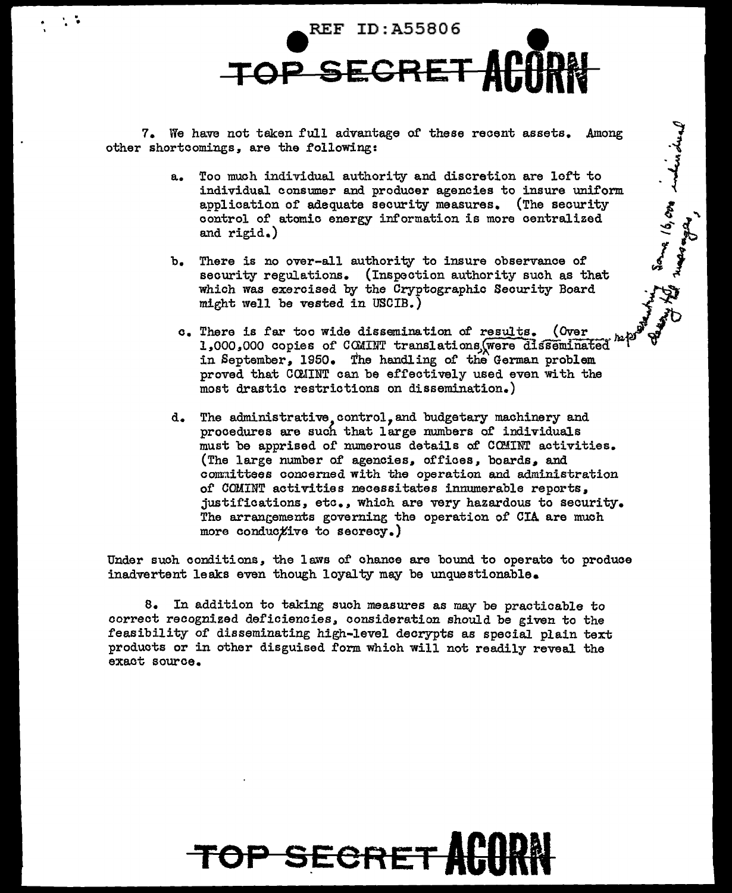REF ID:A55806

~~TOP SECRET~~ ACORN

7. We have not taken full advantage of these recent assets. Among other shortcomings, are the following:

a. Too much individual authority and discretion are left to individual consumer and producer agencies to insure uniform application of adequate security measures. (The security control of atomic energy information is more centralized and rigid.)

b. There is no over-all authority to insure observance of security regulations. (Inspection authority such as that which was exercised by the Cryptographic Security Board might well be vested in USCIB.)

c. There is far too wide dissemination of results. (Over 1,000,000 copies of COMINT translations, representing some 16,000 individual decrypted messages, were disseminated in September, 1950. The handling of the German problem proved that COMINT can be effectively used even with the most drastic restrictions on dissemination.)

d. The administrative, control, and budgetary machinery and procedures are such that large numbers of individuals must be apprised of numerous details of COMINT activities. (The large number of agencies, offices, boards, and committees concerned with the operation and administration of COMINT activities necessitates innumerable reports, justifications, etc., which are very hazardous to security. The arrangements governing the operation of CIA are much more conducive to secrecy.)

Under such conditions, the laws of chance are bound to operate to produce inadvertent leaks even though loyalty may be unquestionable.

8. In addition to taking such measures as may be practicable to correct recognized deficiencies, consideration should be given to the feasibility of disseminating high-level decrypts as special plain text products or in other disguised form which will not readily reveal the exact source.

~~TOP SECRET~~ ACORN